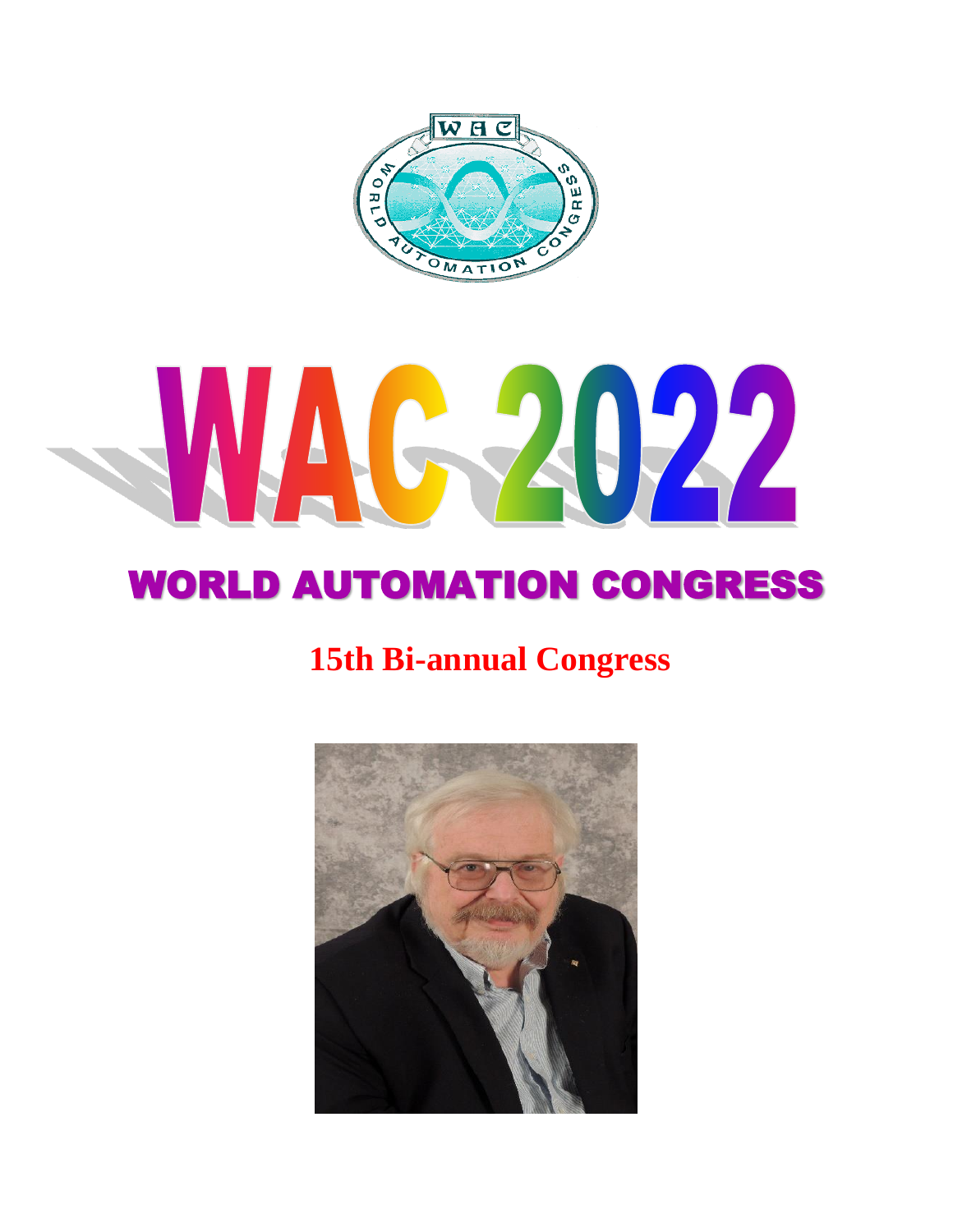# WAC 2022

## WORLD AUTOMATION CONGRESS

### 15th Bi-annual Congress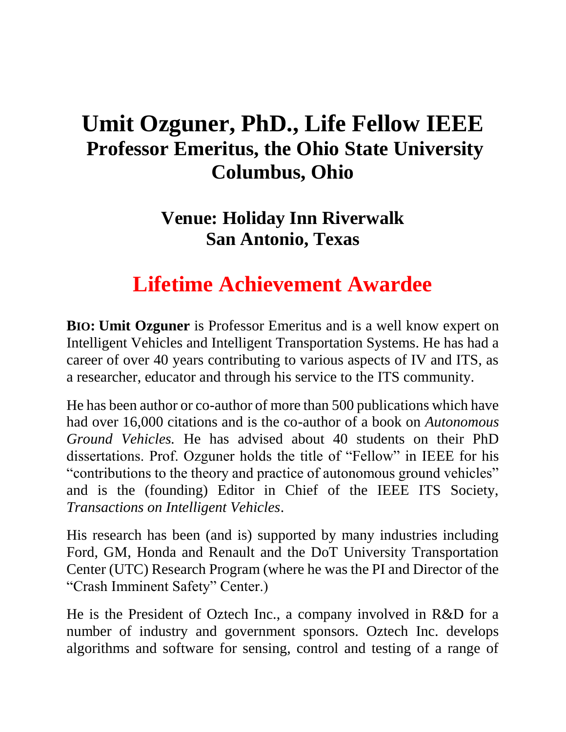# Umit Ozguner, PhD., Life Fellow IEEE

## Professor Emeritus, the Ohio State University Columbus, Ohio

## Venue: Holiday Inn Riverwalk San Antonio, Texas

## Lifetime Achievement Awardee

**BIO: Umit Ozguner** is Professor Emeritus and is a well know expert on Intelligent Vehicles and Intelligent Transportation Systems. He has had a career of over 40 years contributing to various aspects of IV and ITS, as a researcher, educator and through his service to the ITS community.

He has been author or co-author of more than 500 publications which have had over 16,000 citations and is the co-author of a book on *Autonomous Ground Vehicles.* He has advised about 40 students on their PhD dissertations. Prof. Ozguner holds the title of "Fellow" in IEEE for his "contributions to the theory and practice of autonomous ground vehicles" and is the (founding) Editor in Chief of the IEEE ITS Society, *Transactions on Intelligent Vehicles*.

His research has been (and is) supported by many industries including Ford, GM, Honda and Renault and the DoT University Transportation Center (UTC) Research Program (where he was the PI and Director of the "Crash Imminent Safety" Center.)

He is the President of Oztech Inc., a company involved in R&D for a number of industry and government sponsors. Oztech Inc. develops algorithms and software for sensing, control and testing of a range of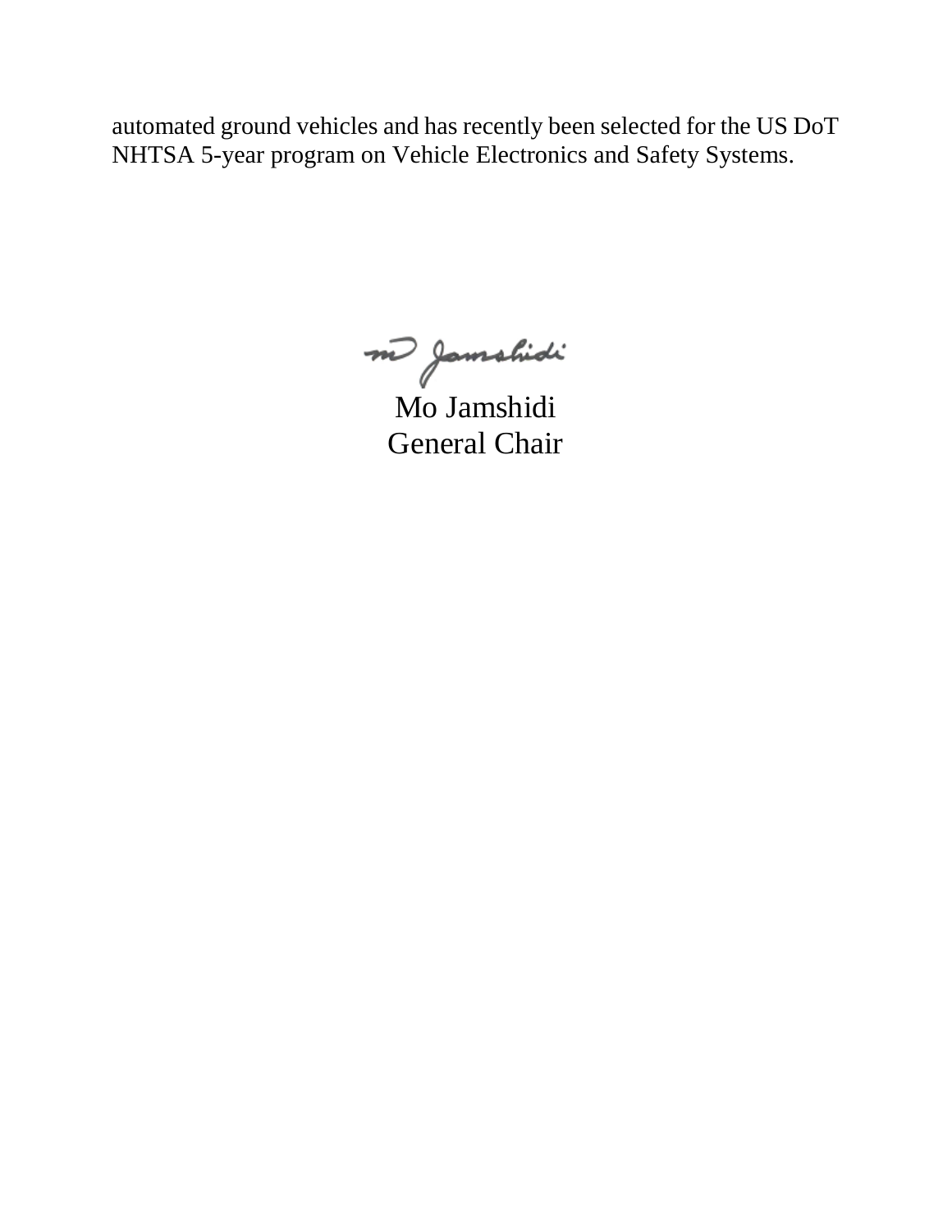automated ground vehicles and has recently been selected for the US DoT NHTSA 5-year program on Vehicle Electronics and Safety Systems.

Mo Jamshidi
General Chair